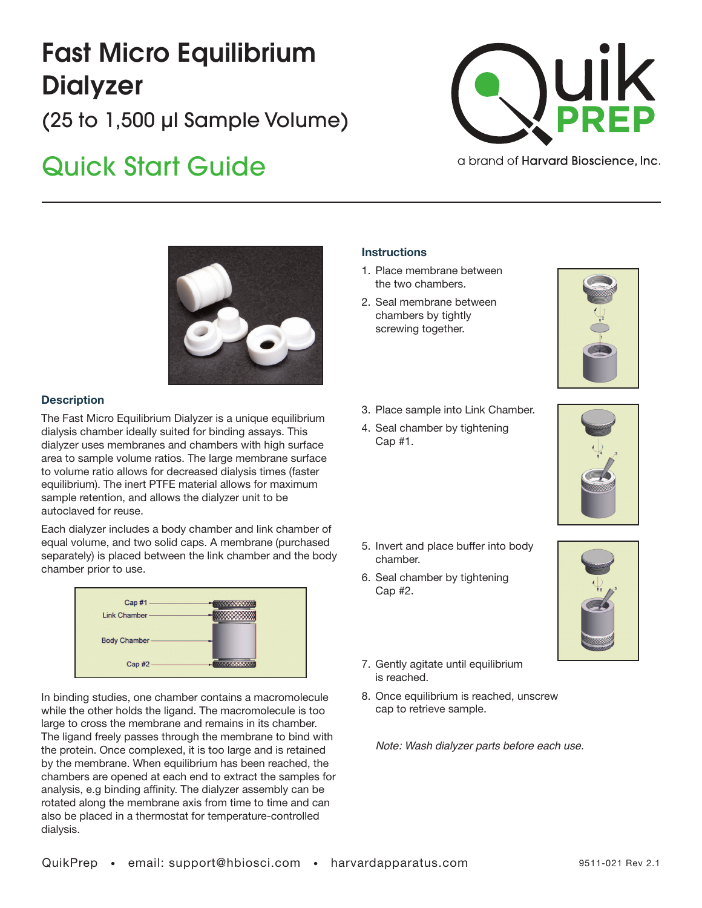# Fast Micro Equilibrium Dialyzer

## (25 to 1,500 µl Sample Volume)

## Quick Start Guide

QuikPREP

a brand of Harvard Bioscience, Inc.

### Description

The Fast Micro Equilibrium Dialyzer is a unique equilibrium dialysis chamber ideally suited for binding assays. This dialyzer uses membranes and chambers with high surface area to sample volume ratios. The large membrane surface to volume ratio allows for decreased dialysis times (faster equilibrium). The inert PTFE material allows for maximum sample retention, and allows the dialyzer unit to be autoclaved for reuse.

Each dialyzer includes a body chamber and link chamber of equal volume, and two solid caps. A membrane (purchased separately) is placed between the link chamber and the body chamber prior to use.

Cap #1
Link Chamber
Body Chamber
Cap #2

In binding studies, one chamber contains a macromolecule while the other holds the ligand. The macromolecule is too large to cross the membrane and remains in its chamber. The ligand freely passes through the membrane to bind with the protein. Once complexed, it is too large and is retained by the membrane. When equilibrium has been reached, the chambers are opened at each end to extract the samples for analysis, e.g binding affinity. The dialyzer assembly can be rotated along the membrane axis from time to time and can also be placed in a thermostat for temperature-controlled dialysis.

### Instructions

1. Place membrane between the two chambers.
2. Seal membrane between chambers by tightly screwing together.
3. Place sample into Link Chamber.
4. Seal chamber by tightening Cap #1.
5. Invert and place buffer into body chamber.
6. Seal chamber by tightening Cap #2.
7. Gently agitate until equilibrium is reached.
8. Once equilibrium is reached, unscrew cap to retrieve sample.

*Note: Wash dialyzer parts before each use.*

QuikPrep • email: support@hbiosci.com • harvardapparatus.com

9511-021 Rev 2.1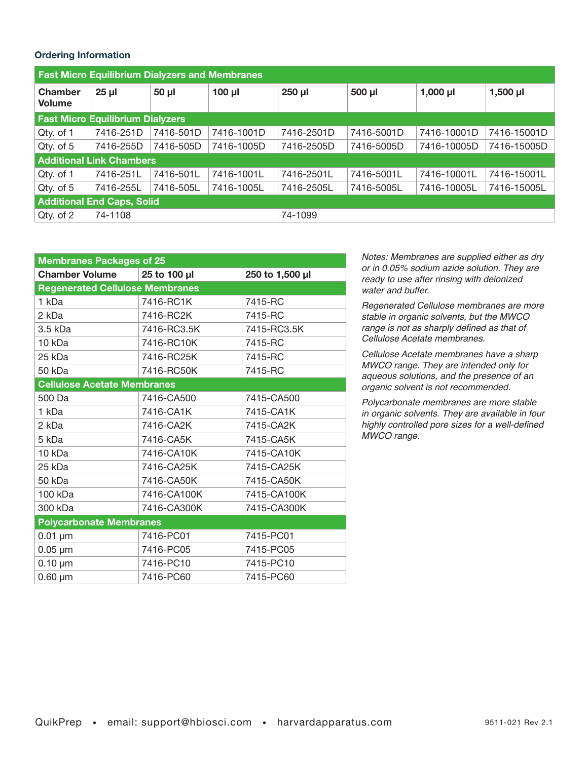### Ordering Information

| Fast Micro Equilibrium Dialyzers and Membranes | | | | | | | |
|---|---|---|---|---|---|---|---|
| **Chamber Volume** | **25 µl** | **50 µl** | **100 µl** | **250 µl** | **500 µl** | **1,000 µl** | **1,500 µl** |
| **Fast Micro Equilibrium Dialyzers** | | | | | | | |
| Qty. of 1 | 7416-251D | 7416-501D | 7416-1001D | 7416-2501D | 7416-5001D | 7416-10001D | 7416-15001D |
| Qty. of 5 | 7416-255D | 7416-505D | 7416-1005D | 7416-2505D | 7416-5005D | 7416-10005D | 7416-15005D |
| **Additional Link Chambers** | | | | | | | |
| Qty. of 1 | 7416-251L | 7416-501L | 7416-1001L | 7416-2501L | 7416-5001L | 7416-10001L | 7416-15001L |
| Qty. of 5 | 7416-255L | 7416-505L | 7416-1005L | 7416-2505L | 7416-5005L | 7416-10005L | 7416-15005L |
| **Additional End Caps, Solid** | | | | | | | |
| Qty. of 2 | 74-1108 | | | 74-1099 | | | |

| Membranes Packages of 25 | | |
|---|---|---|
| **Chamber Volume** | **25 to 100 µl** | **250 to 1,500 µl** |
| **Regenerated Cellulose Membranes** | | |
| 1 kDa | 7416-RC1K | 7415-RC |
| 2 kDa | 7416-RC2K | 7415-RC |
| 3.5 kDa | 7416-RC3.5K | 7415-RC3.5K |
| 10 kDa | 7416-RC10K | 7415-RC |
| 25 kDa | 7416-RC25K | 7415-RC |
| 50 kDa | 7416-RC50K | 7415-RC |
| **Cellulose Acetate Membranes** | | |
| 500 Da | 7416-CA500 | 7415-CA500 |
| 1 kDa | 7416-CA1K | 7415-CA1K |
| 2 kDa | 7416-CA2K | 7415-CA2K |
| 5 kDa | 7416-CA5K | 7415-CA5K |
| 10 kDa | 7416-CA10K | 7415-CA10K |
| 25 kDa | 7416-CA25K | 7415-CA25K |
| 50 kDa | 7416-CA50K | 7415-CA50K |
| 100 kDa | 7416-CA100K | 7415-CA100K |
| 300 kDa | 7416-CA300K | 7415-CA300K |
| **Polycarbonate Membranes** | | |
| 0.01 µm | 7416-PC01 | 7415-PC01 |
| 0.05 µm | 7416-PC05 | 7415-PC05 |
| 0.10 µm | 7416-PC10 | 7415-PC10 |
| 0.60 µm | 7416-PC60 | 7415-PC60 |

*Notes: Membranes are supplied either as dry or in 0.05% sodium azide solution. They are ready to use after rinsing with deionized water and buffer.*

*Regenerated Cellulose membranes are more stable in organic solvents, but the MWCO range is not as sharply defined as that of Cellulose Acetate membranes.*

*Cellulose Acetate membranes have a sharp MWCO range. They are intended only for aqueous solutions, and the presence of an organic solvent is not recommended.*

*Polycarbonate membranes are more stable in organic solvents. They are available in four highly controlled pore sizes for a well-defined MWCO range.*

QuikPrep • email: support@hbiosci.com • harvardapparatus.com

9511-021 Rev 2.1